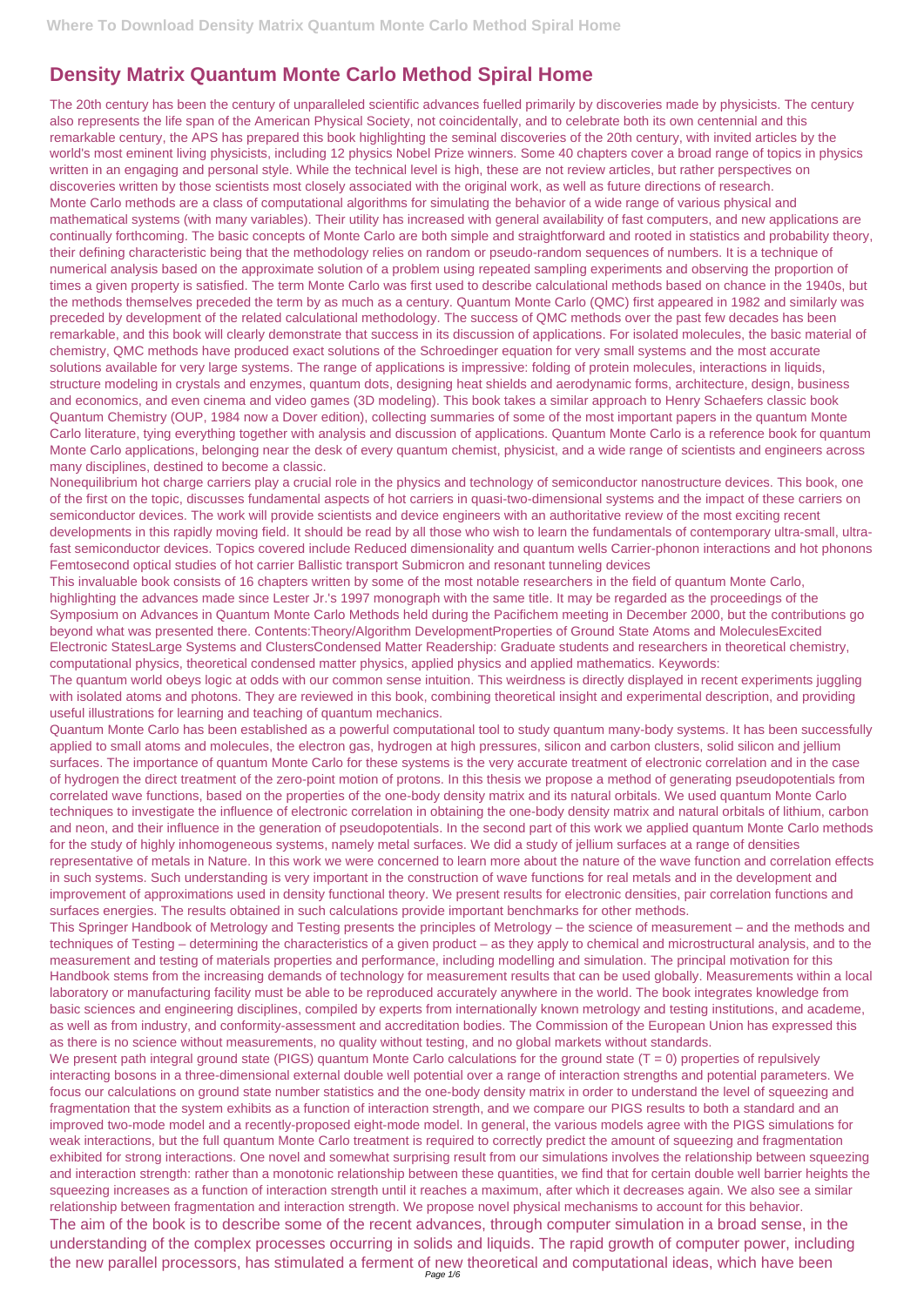# Density Matrix Quantum Monte Carlo Method Spiral Home

The 20th century has been the century of unparalleled scientific advances fuelled primarily by discoveries made by physicists. The century also represents the life span of the American Physical Society, not coincidentally, and to celebrate both its own centennial and this remarkable century, the APS has prepared this book highlighting the seminal discoveries of the 20th century, with invited articles by the world's most eminent living physicists, including 12 physics Nobel Prize winners. Some 40 chapters cover a broad range of topics in physics written in an engaging and personal style. While the technical level is high, these are not review articles, but rather perspectives on discoveries written by those scientists most closely associated with the original work, as well as future directions of research.

Monte Carlo methods are a class of computational algorithms for simulating the behavior of a wide range of various physical and mathematical systems (with many variables). Their utility has increased with general availability of fast computers, and new applications are continually forthcoming. The basic concepts of Monte Carlo are both simple and straightforward and rooted in statistics and probability theory, their defining characteristic being that the methodology relies on random or pseudo-random sequences of numbers. It is a technique of numerical analysis based on the approximate solution of a problem using repeated sampling experiments and observing the proportion of times a given property is satisfied. The term Monte Carlo was first used to describe calculational methods based on chance in the 1940s, but the methods themselves preceded the term by as much as a century. Quantum Monte Carlo (QMC) first appeared in 1982 and similarly was preceded by development of the related calculational methodology. The success of QMC methods over the past few decades has been remarkable, and this book will clearly demonstrate that success in its discussion of applications. For isolated molecules, the basic material of chemistry, QMC methods have produced exact solutions of the Schroedinger equation for very small systems and the most accurate solutions available for very large systems. The range of applications is impressive: folding of protein molecules, interactions in liquids, structure modeling in crystals and enzymes, quantum dots, designing heat shields and aerodynamic forms, architecture, design, business and economics, and even cinema and video games (3D modeling). This book takes a similar approach to Henry Schaefers classic book Quantum Chemistry (OUP, 1984 now a Dover edition), collecting summaries of some of the most important papers in the quantum Monte Carlo literature, tying everything together with analysis and discussion of applications. Quantum Monte Carlo is a reference book for quantum Monte Carlo applications, belonging near the desk of every quantum chemist, physicist, and a wide range of scientists and engineers across many disciplines, destined to become a classic.

Nonequilibrium hot charge carriers play a crucial role in the physics and technology of semiconductor nanostructure devices. This book, one of the first on the topic, discusses fundamental aspects of hot carriers in quasi-two-dimensional systems and the impact of these carriers on semiconductor devices. The work will provide scientists and device engineers with an authoritative review of the most exciting recent developments in this rapidly moving field. It should be read by all those who wish to learn the fundamentals of contemporary ultra-small, ultra-fast semiconductor devices. Topics covered include Reduced dimensionality and quantum wells Carrier-phonon interactions and hot phonons Femtosecond optical studies of hot carrier Ballistic transport Submicron and resonant tunneling devices

This invaluable book consists of 16 chapters written by some of the most notable researchers in the field of quantum Monte Carlo, highlighting the advances made since Lester Jr.'s 1997 monograph with the same title. It may be regarded as the proceedings of the Symposium on Advances in Quantum Monte Carlo Methods held during the Pacifichem meeting in December 2000, but the contributions go beyond what was presented there. Contents:Theory/Algorithm DevelopmentProperties of Ground State Atoms and MoleculesExcited Electronic StatesLarge Systems and ClustersCondensed Matter Readership: Graduate students and researchers in theoretical chemistry, computational physics, theoretical condensed matter physics, applied physics and applied mathematics. Keywords:

The quantum world obeys logic at odds with our common sense intuition. This weirdness is directly displayed in recent experiments juggling with isolated atoms and photons. They are reviewed in this book, combining theoretical insight and experimental description, and providing useful illustrations for learning and teaching of quantum mechanics.

Quantum Monte Carlo has been established as a powerful computational tool to study quantum many-body systems. It has been successfully applied to small atoms and molecules, the electron gas, hydrogen at high pressures, silicon and carbon clusters, solid silicon and jellium surfaces. The importance of quantum Monte Carlo for these systems is the very accurate treatment of electronic correlation and in the case of hydrogen the direct treatment of the zero-point motion of protons. In this thesis we propose a method of generating pseudopotentials from correlated wave functions, based on the properties of the one-body density matrix and its natural orbitals. We used quantum Monte Carlo techniques to investigate the influence of electronic correlation in obtaining the one-body density matrix and natural orbitals of lithium, carbon and neon, and their influence in the generation of pseudopotentials. In the second part of this work we applied quantum Monte Carlo methods for the study of highly inhomogeneous systems, namely metal surfaces. We did a study of jellium surfaces at a range of densities representative of metals in Nature. In this work we were concerned to learn more about the nature of the wave function and correlation effects in such systems. Such understanding is very important in the construction of wave functions for real metals and in the development and improvement of approximations used in density functional theory. We present results for electronic densities, pair correlation functions and surfaces energies. The results obtained in such calculations provide important benchmarks for other methods.

This Springer Handbook of Metrology and Testing presents the principles of Metrology – the science of measurement – and the methods and techniques of Testing – determining the characteristics of a given product – as they apply to chemical and microstructural analysis, and to the measurement and testing of materials properties and performance, including modelling and simulation. The principal motivation for this Handbook stems from the increasing demands of technology for measurement results that can be used globally. Measurements within a local laboratory or manufacturing facility must be able to be reproduced accurately anywhere in the world. The book integrates knowledge from basic sciences and engineering disciplines, compiled by experts from internationally known metrology and testing institutions, and academe, as well as from industry, and conformity-assessment and accreditation bodies. The Commission of the European Union has expressed this as there is no science without measurements, no quality without testing, and no global markets without standards.

We present path integral ground state (PIGS) quantum Monte Carlo calculations for the ground state ($T = 0$) properties of repulsively interacting bosons in a three-dimensional external double well potential over a range of interaction strengths and potential parameters. We focus our calculations on ground state number statistics and the one-body density matrix in order to understand the level of squeezing and fragmentation that the system exhibits as a function of interaction strength, and we compare our PIGS results to both a standard and an improved two-mode model and a recently-proposed eight-mode model. In general, the various models agree with the PIGS simulations for weak interactions, but the full quantum Monte Carlo treatment is required to correctly predict the amount of squeezing and fragmentation exhibited for strong interactions. One novel and somewhat surprising result from our simulations involves the relationship between squeezing and interaction strength: rather than a monotonic relationship between these quantities, we find that for certain double well barrier heights the squeezing increases as a function of interaction strength until it reaches a maximum, after which it decreases again. We also see a similar relationship between fragmentation and interaction strength. We propose novel physical mechanisms to account for this behavior.

The aim of the book is to describe some of the recent advances, through computer simulation in a broad sense, in the understanding of the complex processes occurring in solids and liquids. The rapid growth of computer power, including the new parallel processors, has stimulated a ferment of new theoretical and computational ideas, which have been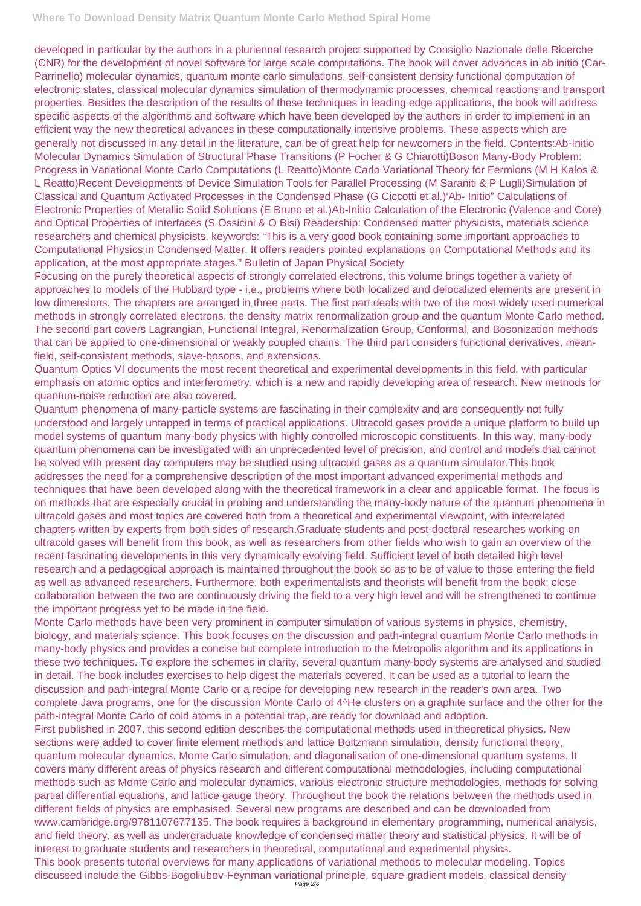developed in particular by the authors in a pluriennal research project supported by Consiglio Nazionale delle Ricerche (CNR) for the development of novel software for large scale computations. The book will cover advances in ab initio (Car-Parrinello) molecular dynamics, quantum monte carlo simulations, self-consistent density functional computation of electronic states, classical molecular dynamics simulation of thermodynamic processes, chemical reactions and transport properties. Besides the description of the results of these techniques in leading edge applications, the book will address specific aspects of the algorithms and software which have been developed by the authors in order to implement in an efficient way the new theoretical advances in these computationally intensive problems. These aspects which are generally not discussed in any detail in the literature, can be of great help for newcomers in the field. Contents:Ab-Initio Molecular Dynamics Simulation of Structural Phase Transitions (P Focher & G Chiarotti)Boson Many-Body Problem: Progress in Variational Monte Carlo Computations (L Reatto)Monte Carlo Variational Theory for Fermions (M H Kalos & L Reatto)Recent Developments of Device Simulation Tools for Parallel Processing (M Saraniti & P Lugli)Simulation of Classical and Quantum Activated Processes in the Condensed Phase (G Ciccotti et al.)'Ab- Initio" Calculations of Electronic Properties of Metallic Solid Solutions (E Bruno et al.)Ab-Initio Calculation of the Electronic (Valence and Core) and Optical Properties of Interfaces (S Ossicini & O Bisi) Readership: Condensed matter physicists, materials science researchers and chemical physicists. keywords: "This is a very good book containing some important approaches to Computational Physics in Condensed Matter. It offers readers pointed explanations on Computational Methods and its application, at the most appropriate stages." Bulletin of Japan Physical Society

Focusing on the purely theoretical aspects of strongly correlated electrons, this volume brings together a variety of approaches to models of the Hubbard type - i.e., problems where both localized and delocalized elements are present in low dimensions. The chapters are arranged in three parts. The first part deals with two of the most widely used numerical methods in strongly correlated electrons, the density matrix renormalization group and the quantum Monte Carlo method. The second part covers Lagrangian, Functional Integral, Renormalization Group, Conformal, and Bosonization methods that can be applied to one-dimensional or weakly coupled chains. The third part considers functional derivatives, mean-field, self-consistent methods, slave-bosons, and extensions.

Quantum Optics VI documents the most recent theoretical and experimental developments in this field, with particular emphasis on atomic optics and interferometry, which is a new and rapidly developing area of research. New methods for quantum-noise reduction are also covered.

Quantum phenomena of many-particle systems are fascinating in their complexity and are consequently not fully understood and largely untapped in terms of practical applications. Ultracold gases provide a unique platform to build up model systems of quantum many-body physics with highly controlled microscopic constituents. In this way, many-body quantum phenomena can be investigated with an unprecedented level of precision, and control and models that cannot be solved with present day computers may be studied using ultracold gases as a quantum simulator.This book addresses the need for a comprehensive description of the most important advanced experimental methods and techniques that have been developed along with the theoretical framework in a clear and applicable format. The focus is on methods that are especially crucial in probing and understanding the many-body nature of the quantum phenomena in ultracold gases and most topics are covered both from a theoretical and experimental viewpoint, with interrelated chapters written by experts from both sides of research.Graduate students and post-doctoral researches working on ultracold gases will benefit from this book, as well as researchers from other fields who wish to gain an overview of the recent fascinating developments in this very dynamically evolving field. Sufficient level of both detailed high level research and a pedagogical approach is maintained throughout the book so as to be of value to those entering the field as well as advanced researchers. Furthermore, both experimentalists and theorists will benefit from the book; close collaboration between the two are continuously driving the field to a very high level and will be strengthened to continue the important progress yet to be made in the field.

Monte Carlo methods have been very prominent in computer simulation of various systems in physics, chemistry, biology, and materials science. This book focuses on the discussion and path-integral quantum Monte Carlo methods in many-body physics and provides a concise but complete introduction to the Metropolis algorithm and its applications in these two techniques. To explore the schemes in clarity, several quantum many-body systems are analysed and studied in detail. The book includes exercises to help digest the materials covered. It can be used as a tutorial to learn the discussion and path-integral Monte Carlo or a recipe for developing new research in the reader's own area. Two complete Java programs, one for the discussion Monte Carlo of 4^He clusters on a graphite surface and the other for the path-integral Monte Carlo of cold atoms in a potential trap, are ready for download and adoption.

First published in 2007, this second edition describes the computational methods used in theoretical physics. New sections were added to cover finite element methods and lattice Boltzmann simulation, density functional theory, quantum molecular dynamics, Monte Carlo simulation, and diagonalisation of one-dimensional quantum systems. It covers many different areas of physics research and different computational methodologies, including computational methods such as Monte Carlo and molecular dynamics, various electronic structure methodologies, methods for solving partial differential equations, and lattice gauge theory. Throughout the book the relations between the methods used in different fields of physics are emphasised. Several new programs are described and can be downloaded from www.cambridge.org/9781107677135. The book requires a background in elementary programming, numerical analysis, and field theory, as well as undergraduate knowledge of condensed matter theory and statistical physics. It will be of interest to graduate students and researchers in theoretical, computational and experimental physics.

This book presents tutorial overviews for many applications of variational methods to molecular modeling. Topics discussed include the Gibbs-Bogoliubov-Feynman variational principle, square-gradient models, classical density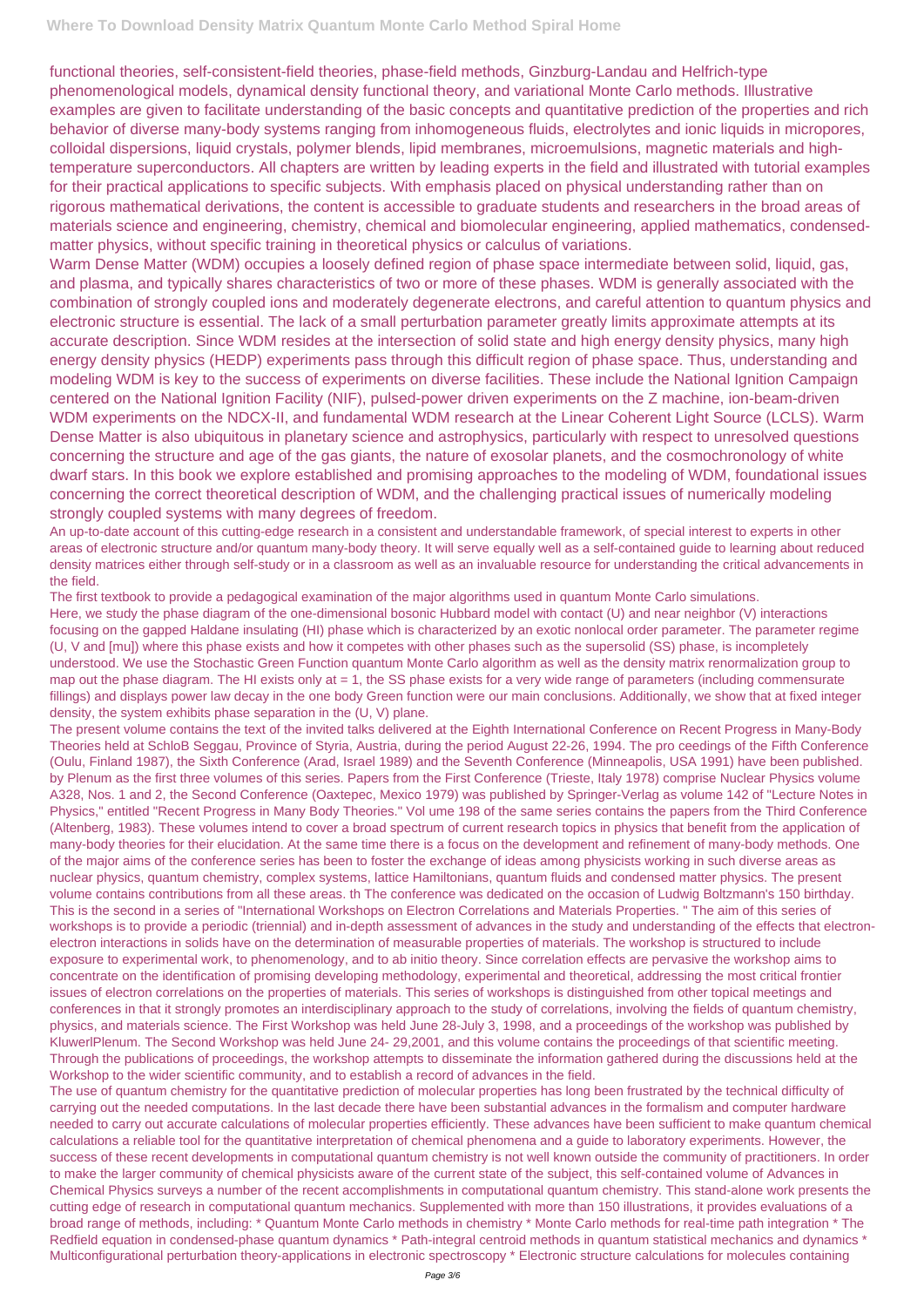functional theories, self-consistent-field theories, phase-field methods, Ginzburg-Landau and Helfrich-type phenomenological models, dynamical density functional theory, and variational Monte Carlo methods. Illustrative examples are given to facilitate understanding of the basic concepts and quantitative prediction of the properties and rich behavior of diverse many-body systems ranging from inhomogeneous fluids, electrolytes and ionic liquids in micropores, colloidal dispersions, liquid crystals, polymer blends, lipid membranes, microemulsions, magnetic materials and high-temperature superconductors. All chapters are written by leading experts in the field and illustrated with tutorial examples for their practical applications to specific subjects. With emphasis placed on physical understanding rather than on rigorous mathematical derivations, the content is accessible to graduate students and researchers in the broad areas of materials science and engineering, chemistry, chemical and biomolecular engineering, applied mathematics, condensed-matter physics, without specific training in theoretical physics or calculus of variations.

Warm Dense Matter (WDM) occupies a loosely defined region of phase space intermediate between solid, liquid, gas, and plasma, and typically shares characteristics of two or more of these phases. WDM is generally associated with the combination of strongly coupled ions and moderately degenerate electrons, and careful attention to quantum physics and electronic structure is essential. The lack of a small perturbation parameter greatly limits approximate attempts at its accurate description. Since WDM resides at the intersection of solid state and high energy density physics, many high energy density physics (HEDP) experiments pass through this difficult region of phase space. Thus, understanding and modeling WDM is key to the success of experiments on diverse facilities. These include the National Ignition Campaign centered on the National Ignition Facility (NIF), pulsed-power driven experiments on the Z machine, ion-beam-driven WDM experiments on the NDCX-II, and fundamental WDM research at the Linear Coherent Light Source (LCLS). Warm Dense Matter is also ubiquitous in planetary science and astrophysics, particularly with respect to unresolved questions concerning the structure and age of the gas giants, the nature of exosolar planets, and the cosmochronology of white dwarf stars. In this book we explore established and promising approaches to the modeling of WDM, foundational issues concerning the correct theoretical description of WDM, and the challenging practical issues of numerically modeling strongly coupled systems with many degrees of freedom.

An up-to-date account of this cutting-edge research in a consistent and understandable framework, of special interest to experts in other areas of electronic structure and/or quantum many-body theory. It will serve equally well as a self-contained guide to learning about reduced density matrices either through self-study or in a classroom as well as an invaluable resource for understanding the critical advancements in the field.

The first textbook to provide a pedagogical examination of the major algorithms used in quantum Monte Carlo simulations.

Here, we study the phase diagram of the one-dimensional bosonic Hubbard model with contact (U) and near neighbor (V) interactions focusing on the gapped Haldane insulating (HI) phase which is characterized by an exotic nonlocal order parameter. The parameter regime (U, V and [mu]) where this phase exists and how it competes with other phases such as the supersolid (SS) phase, is incompletely understood. We use the Stochastic Green Function quantum Monte Carlo algorithm as well as the density matrix renormalization group to map out the phase diagram. The HI exists only at = 1, the SS phase exists for a very wide range of parameters (including commensurate fillings) and displays power law decay in the one body Green function were our main conclusions. Additionally, we show that at fixed integer density, the system exhibits phase separation in the (U, V) plane.

The present volume contains the text of the invited talks delivered at the Eighth International Conference on Recent Progress in Many-Body Theories held at SchloB Seggau, Province of Styria, Austria, during the period August 22-26, 1994. The pro ceedings of the Fifth Conference (Oulu, Finland 1987), the Sixth Conference (Arad, Israel 1989) and the Seventh Conference (Minneapolis, USA 1991) have been published. by Plenum as the first three volumes of this series. Papers from the First Conference (Trieste, Italy 1978) comprise Nuclear Physics volume A328, Nos. 1 and 2, the Second Conference (Oaxtepec, Mexico 1979) was published by Springer-Verlag as volume 142 of "Lecture Notes in Physics," entitled "Recent Progress in Many Body Theories." Vol ume 198 of the same series contains the papers from the Third Conference (Altenberg, 1983). These volumes intend to cover a broad spectrum of current research topics in physics that benefit from the application of many-body theories for their elucidation. At the same time there is a focus on the development and refinement of many-body methods. One of the major aims of the conference series has been to foster the exchange of ideas among physicists working in such diverse areas as nuclear physics, quantum chemistry, complex systems, lattice Hamiltonians, quantum fluids and condensed matter physics. The present volume contains contributions from all these areas. th The conference was dedicated on the occasion of Ludwig Boltzmann's 150 birthday.

This is the second in a series of "International Workshops on Electron Correlations and Materials Properties. " The aim of this series of workshops is to provide a periodic (triennial) and in-depth assessment of advances in the study and understanding of the effects that electron-electron interactions in solids have on the determination of measurable properties of materials. The workshop is structured to include exposure to experimental work, to phenomenology, and to ab initio theory. Since correlation effects are pervasive the workshop aims to concentrate on the identification of promising developing methodology, experimental and theoretical, addressing the most critical frontier issues of electron correlations on the properties of materials. This series of workshops is distinguished from other topical meetings and conferences in that it strongly promotes an interdisciplinary approach to the study of correlations, involving the fields of quantum chemistry, physics, and materials science. The First Workshop was held June 28-July 3, 1998, and a proceedings of the workshop was published by KluwerlPlenum. The Second Workshop was held June 24- 29,2001, and this volume contains the proceedings of that scientific meeting. Through the publications of proceedings, the workshop attempts to disseminate the information gathered during the discussions held at the Workshop to the wider scientific community, and to establish a record of advances in the field.

The use of quantum chemistry for the quantitative prediction of molecular properties has long been frustrated by the technical difficulty of carrying out the needed computations. In the last decade there have been substantial advances in the formalism and computer hardware needed to carry out accurate calculations of molecular properties efficiently. These advances have been sufficient to make quantum chemical calculations a reliable tool for the quantitative interpretation of chemical phenomena and a guide to laboratory experiments. However, the success of these recent developments in computational quantum chemistry is not well known outside the community of practitioners. In order to make the larger community of chemical physicists aware of the current state of the subject, this self-contained volume of Advances in Chemical Physics surveys a number of the recent accomplishments in computational quantum chemistry. This stand-alone work presents the cutting edge of research in computational quantum mechanics. Supplemented with more than 150 illustrations, it provides evaluations of a broad range of methods, including: * Quantum Monte Carlo methods in chemistry * Monte Carlo methods for real-time path integration * The Redfield equation in condensed-phase quantum dynamics * Path-integral centroid methods in quantum statistical mechanics and dynamics * Multiconfigurational perturbation theory-applications in electronic spectroscopy * Electronic structure calculations for molecules containing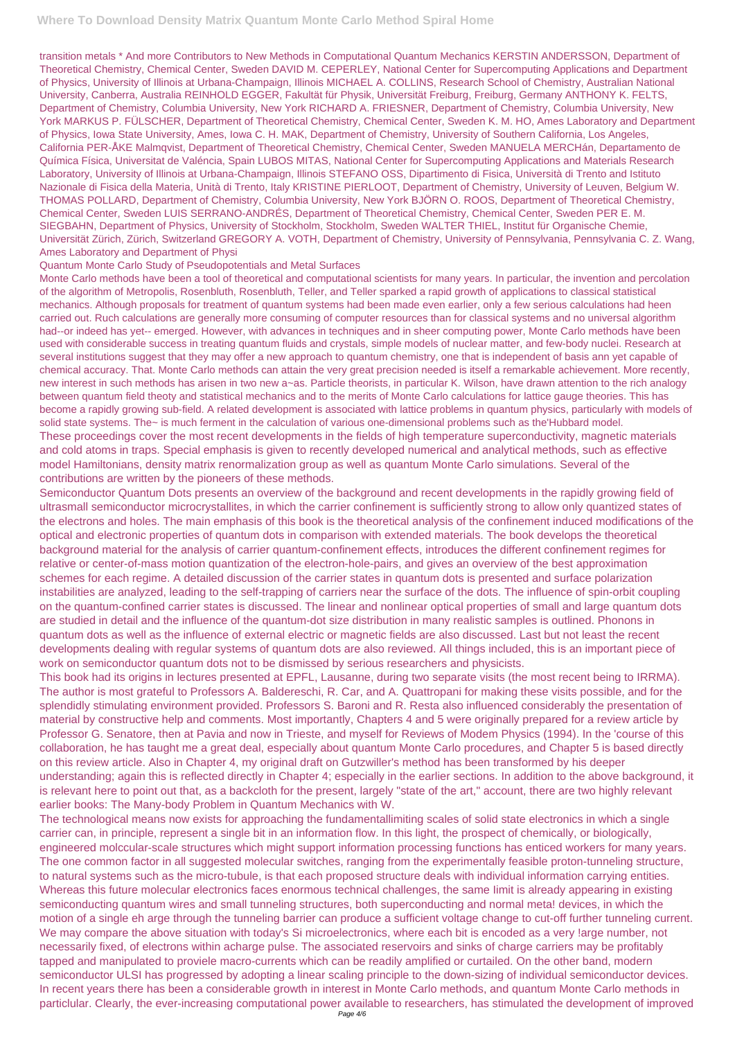transition metals * And more Contributors to New Methods in Computational Quantum Mechanics KERSTIN ANDERSSON, Department of Theoretical Chemistry, Chemical Center, Sweden DAVID M. CEPERLEY, National Center for Supercomputing Applications and Department of Physics, University of Illinois at Urbana-Champaign, Illinois MICHAEL A. COLLINS, Research School of Chemistry, Australian National University, Canberra, Australia REINHOLD EGGER, Fakultät für Physik, Universität Freiburg, Freiburg, Germany ANTHONY K. FELTS, Department of Chemistry, Columbia University, New York RICHARD A. FRIESNER, Department of Chemistry, Columbia University, New York MARKUS P. FÜLSCHER, Department of Theoretical Chemistry, Chemical Center, Sweden K. M. HO, Ames Laboratory and Department of Physics, Iowa State University, Ames, Iowa C. H. MAK, Department of Chemistry, University of Southern California, Los Angeles, California PER-ÅKE Malmqvist, Department of Theoretical Chemistry, Chemical Center, Sweden MANUELA MERCHán, Departamento de Química Física, Universitat de Valéncia, Spain LUBOS MITAS, National Center for Supercomputing Applications and Materials Research Laboratory, University of Illinois at Urbana-Champaign, Illinois STEFANO OSS, Dipartimento di Fisica, Università di Trento and Istituto Nazionale di Fisica della Materia, Unità di Trento, Italy KRISTINE PIERLOOT, Department of Chemistry, University of Leuven, Belgium W. THOMAS POLLARD, Department of Chemistry, Columbia University, New York BJÖRN O. ROOS, Department of Theoretical Chemistry, Chemical Center, Sweden LUIS SERRANO-ANDRÉS, Department of Theoretical Chemistry, Chemical Center, Sweden PER E. M. SIEGBAHN, Department of Physics, University of Stockholm, Stockholm, Sweden WALTER THIEL, Institut für Organische Chemie, Universität Zürich, Zürich, Switzerland GREGORY A. VOTH, Department of Chemistry, University of Pennsylvania, Pennsylvania C. Z. Wang, Ames Laboratory and Department of Physi

Quantum Monte Carlo Study of Pseudopotentials and Metal Surfaces

Monte Carlo methods have been a tool of theoretical and computational scientists for many years. In particular, the invention and percolation of the algorithm of Metropolis, Rosenbluth, Rosenbluth, Teller, and Teller sparked a rapid growth of applications to classical statistical mechanics. Although proposals for treatment of quantum systems had been made even earlier, only a few serious calculations had heen carried out. Ruch calculations are generally more consuming of computer resources than for classical systems and no universal algorithm had--or indeed has yet-- emerged. However, with advances in techniques and in sheer computing power, Monte Carlo methods have been used with considerable success in treating quantum fluids and crystals, simple models of nuclear matter, and few-body nuclei. Research at several institutions suggest that they may offer a new approach to quantum chemistry, one that is independent of basis ann yet capable of chemical accuracy. That. Monte Carlo methods can attain the very great precision needed is itself a remarkable achievement. More recently, new interest in such methods has arisen in two new a~as. Particle theorists, in particular K. Wilson, have drawn attention to the rich analogy between quantum field theoty and statistical mechanics and to the merits of Monte Carlo calculations for lattice gauge theories. This has become a rapidly growing sub-field. A related development is associated with lattice problems in quantum physics, particularly with models of solid state systems. The~ is much ferment in the calculation of various one-dimensional problems such as the'Hubbard model.

These proceedings cover the most recent developments in the fields of high temperature superconductivity, magnetic materials and cold atoms in traps. Special emphasis is given to recently developed numerical and analytical methods, such as effective model Hamiltonians, density matrix renormalization group as well as quantum Monte Carlo simulations. Several of the contributions are written by the pioneers of these methods.

Semiconductor Quantum Dots presents an overview of the background and recent developments in the rapidly growing field of ultrasmall semiconductor microcrystallites, in which the carrier confinement is sufficiently strong to allow only quantized states of the electrons and holes. The main emphasis of this book is the theoretical analysis of the confinement induced modifications of the optical and electronic properties of quantum dots in comparison with extended materials. The book develops the theoretical background material for the analysis of carrier quantum-confinement effects, introduces the different confinement regimes for relative or center-of-mass motion quantization of the electron-hole-pairs, and gives an overview of the best approximation schemes for each regime. A detailed discussion of the carrier states in quantum dots is presented and surface polarization instabilities are analyzed, leading to the self-trapping of carriers near the surface of the dots. The influence of spin-orbit coupling on the quantum-confined carrier states is discussed. The linear and nonlinear optical properties of small and large quantum dots are studied in detail and the influence of the quantum-dot size distribution in many realistic samples is outlined. Phonons in quantum dots as well as the influence of external electric or magnetic fields are also discussed. Last but not least the recent developments dealing with regular systems of quantum dots are also reviewed. All things included, this is an important piece of work on semiconductor quantum dots not to be dismissed by serious researchers and physicists.

This book had its origins in lectures presented at EPFL, Lausanne, during two separate visits (the most recent being to IRRMA). The author is most grateful to Professors A. Baldereschi, R. Car, and A. Quattropani for making these visits possible, and for the splendidly stimulating environment provided. Professors S. Baroni and R. Resta also influenced considerably the presentation of material by constructive help and comments. Most importantly, Chapters 4 and 5 were originally prepared for a review article by Professor G. Senatore, then at Pavia and now in Trieste, and myself for Reviews of Modem Physics (1994). In the 'course of this collaboration, he has taught me a great deal, especially about quantum Monte Carlo procedures, and Chapter 5 is based directly on this review article. Also in Chapter 4, my original draft on Gutzwiller's method has been transformed by his deeper understanding; again this is reflected directly in Chapter 4; especially in the earlier sections. In addition to the above background, it is relevant here to point out that, as a backcloth for the present, largely "state of the art," account, there are two highly relevant earlier books: The Many-body Problem in Quantum Mechanics with W.

The technological means now exists for approaching the fundamentallimiting scales of solid state electronics in which a single carrier can, in principle, represent a single bit in an information flow. In this light, the prospect of chemically, or biologically, engineered molccular-scale structures which might support information processing functions has enticed workers for many years. The one common factor in all suggested molecular switches, ranging from the experimentally feasible proton-tunneling structure, to natural systems such as the micro-tubule, is that each proposed structure deals with individual information carrying entities. Whereas this future molecular electronics faces enormous technical challenges, the same limit is already appearing in existing semiconducting quantum wires and small tunneling structures, both superconducting and normal meta! devices, in which the motion of a single eh arge through the tunneling barrier can produce a sufficient voltage change to cut-off further tunneling current. We may compare the above situation with today's Si microelectronics, where each bit is encoded as a very !arge number, not necessarily fixed, of electrons within acharge pulse. The associated reservoirs and sinks of charge carriers may be profitably tapped and manipulated to proviele macro-currents which can be readily amplified or curtailed. On the other band, modern semiconductor ULSI has progressed by adopting a linear scaling principle to the down-sizing of individual semiconductor devices.

In recent years there has been a considerable growth in interest in Monte Carlo methods, and quantum Monte Carlo methods in particular. Clearly, the ever-increasing computational power available to researchers, has stimulated the development of improved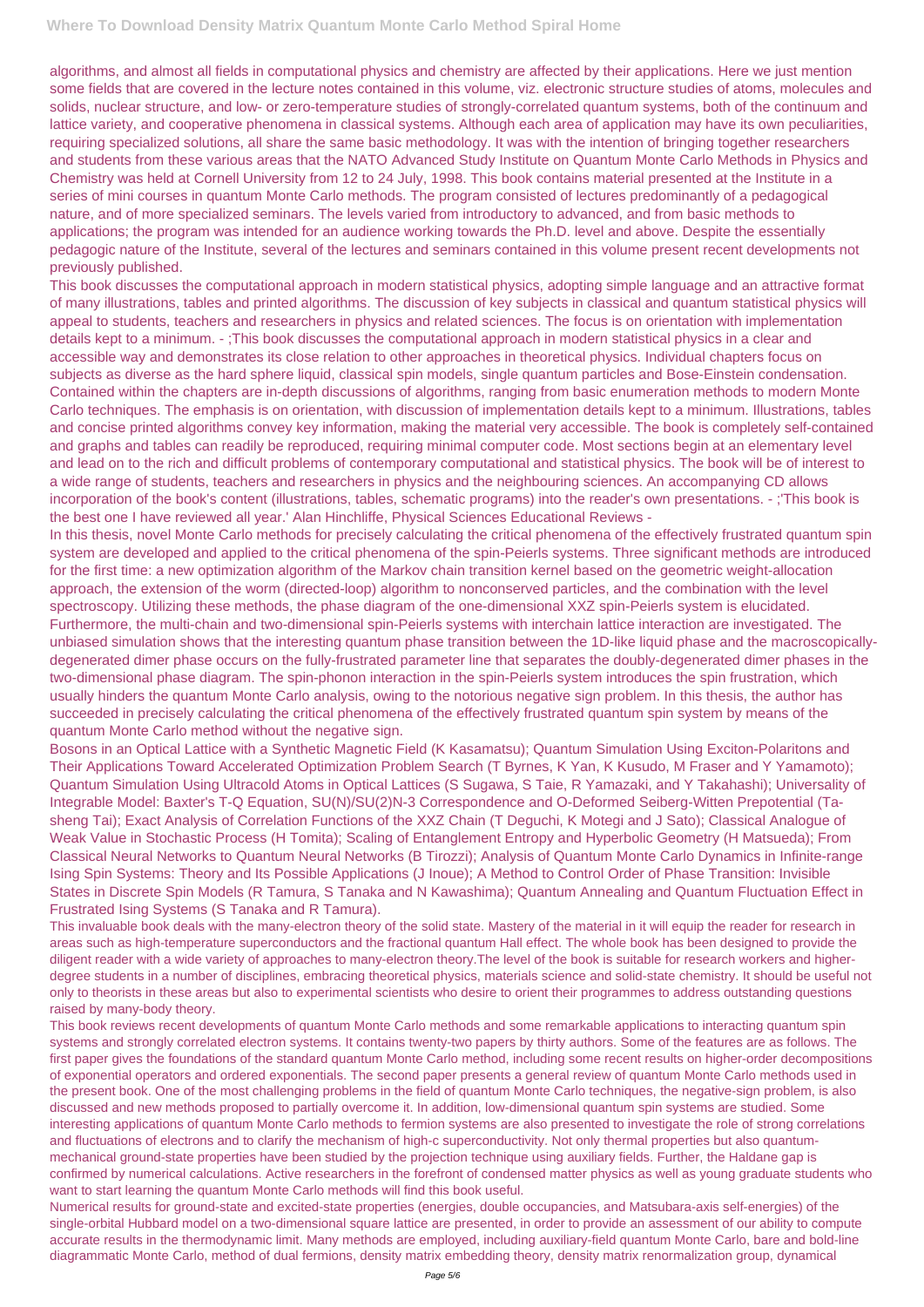algorithms, and almost all fields in computational physics and chemistry are affected by their applications. Here we just mention some fields that are covered in the lecture notes contained in this volume, viz. electronic structure studies of atoms, molecules and solids, nuclear structure, and low- or zero-temperature studies of strongly-correlated quantum systems, both of the continuum and lattice variety, and cooperative phenomena in classical systems. Although each area of application may have its own peculiarities, requiring specialized solutions, all share the same basic methodology. It was with the intention of bringing together researchers and students from these various areas that the NATO Advanced Study Institute on Quantum Monte Carlo Methods in Physics and Chemistry was held at Cornell University from 12 to 24 July, 1998. This book contains material presented at the Institute in a series of mini courses in quantum Monte Carlo methods. The program consisted of lectures predominantly of a pedagogical nature, and of more specialized seminars. The levels varied from introductory to advanced, and from basic methods to applications; the program was intended for an audience working towards the Ph.D. level and above. Despite the essentially pedagogic nature of the Institute, several of the lectures and seminars contained in this volume present recent developments not previously published.

This book discusses the computational approach in modern statistical physics, adopting simple language and an attractive format of many illustrations, tables and printed algorithms. The discussion of key subjects in classical and quantum statistical physics will appeal to students, teachers and researchers in physics and related sciences. The focus is on orientation with implementation details kept to a minimum. - ;This book discusses the computational approach in modern statistical physics in a clear and accessible way and demonstrates its close relation to other approaches in theoretical physics. Individual chapters focus on subjects as diverse as the hard sphere liquid, classical spin models, single quantum particles and Bose-Einstein condensation. Contained within the chapters are in-depth discussions of algorithms, ranging from basic enumeration methods to modern Monte Carlo techniques. The emphasis is on orientation, with discussion of implementation details kept to a minimum. Illustrations, tables and concise printed algorithms convey key information, making the material very accessible. The book is completely self-contained and graphs and tables can readily be reproduced, requiring minimal computer code. Most sections begin at an elementary level and lead on to the rich and difficult problems of contemporary computational and statistical physics. The book will be of interest to a wide range of students, teachers and researchers in physics and the neighbouring sciences. An accompanying CD allows incorporation of the book's content (illustrations, tables, schematic programs) into the reader's own presentations. - ;'This book is the best one I have reviewed all year.' Alan Hinchliffe, Physical Sciences Educational Reviews -

In this thesis, novel Monte Carlo methods for precisely calculating the critical phenomena of the effectively frustrated quantum spin system are developed and applied to the critical phenomena of the spin-Peierls systems. Three significant methods are introduced for the first time: a new optimization algorithm of the Markov chain transition kernel based on the geometric weight-allocation approach, the extension of the worm (directed-loop) algorithm to nonconserved particles, and the combination with the level spectroscopy. Utilizing these methods, the phase diagram of the one-dimensional XXZ spin-Peierls system is elucidated. Furthermore, the multi-chain and two-dimensional spin-Peierls systems with interchain lattice interaction are investigated. The unbiased simulation shows that the interesting quantum phase transition between the 1D-like liquid phase and the macroscopically-degenerated dimer phase occurs on the fully-frustrated parameter line that separates the doubly-degenerated dimer phases in the two-dimensional phase diagram. The spin-phonon interaction in the spin-Peierls system introduces the spin frustration, which usually hinders the quantum Monte Carlo analysis, owing to the notorious negative sign problem. In this thesis, the author has succeeded in precisely calculating the critical phenomena of the effectively frustrated quantum spin system by means of the quantum Monte Carlo method without the negative sign.

Bosons in an Optical Lattice with a Synthetic Magnetic Field (K Kasamatsu); Quantum Simulation Using Exciton-Polaritons and Their Applications Toward Accelerated Optimization Problem Search (T Byrnes, K Yan, K Kusudo, M Fraser and Y Yamamoto); Quantum Simulation Using Ultracold Atoms in Optical Lattices (S Sugawa, S Taie, R Yamazaki, and Y Takahashi); Universality of Integrable Model: Baxter's T-Q Equation, SU(N)/SU(2)N-3 Correspondence and O-Deformed Seiberg-Witten Prepotential (Ta-sheng Tai); Exact Analysis of Correlation Functions of the XXZ Chain (T Deguchi, K Motegi and J Sato); Classical Analogue of Weak Value in Stochastic Process (H Tomita); Scaling of Entanglement Entropy and Hyperbolic Geometry (H Matsueda); From Classical Neural Networks to Quantum Neural Networks (B Tirozzi); Analysis of Quantum Monte Carlo Dynamics in Infinite-range Ising Spin Systems: Theory and Its Possible Applications (J Inoue); A Method to Control Order of Phase Transition: Invisible States in Discrete Spin Models (R Tamura, S Tanaka and N Kawashima); Quantum Annealing and Quantum Fluctuation Effect in Frustrated Ising Systems (S Tanaka and R Tamura).

This invaluable book deals with the many-electron theory of the solid state. Mastery of the material in it will equip the reader for research in areas such as high-temperature superconductors and the fractional quantum Hall effect. The whole book has been designed to provide the diligent reader with a wide variety of approaches to many-electron theory.The level of the book is suitable for research workers and higher-degree students in a number of disciplines, embracing theoretical physics, materials science and solid-state chemistry. It should be useful not only to theorists in these areas but also to experimental scientists who desire to orient their programmes to address outstanding questions raised by many-body theory.

This book reviews recent developments of quantum Monte Carlo methods and some remarkable applications to interacting quantum spin systems and strongly correlated electron systems. It contains twenty-two papers by thirty authors. Some of the features are as follows. The first paper gives the foundations of the standard quantum Monte Carlo method, including some recent results on higher-order decompositions of exponential operators and ordered exponentials. The second paper presents a general review of quantum Monte Carlo methods used in the present book. One of the most challenging problems in the field of quantum Monte Carlo techniques, the negative-sign problem, is also discussed and new methods proposed to partially overcome it. In addition, low-dimensional quantum spin systems are studied. Some interesting applications of quantum Monte Carlo methods to fermion systems are also presented to investigate the role of strong correlations and fluctuations of electrons and to clarify the mechanism of high-c superconductivity. Not only thermal properties but also quantum-mechanical ground-state properties have been studied by the projection technique using auxiliary fields. Further, the Haldane gap is confirmed by numerical calculations. Active researchers in the forefront of condensed matter physics as well as young graduate students who want to start learning the quantum Monte Carlo methods will find this book useful.

Numerical results for ground-state and excited-state properties (energies, double occupancies, and Matsubara-axis self-energies) of the single-orbital Hubbard model on a two-dimensional square lattice are presented, in order to provide an assessment of our ability to compute accurate results in the thermodynamic limit. Many methods are employed, including auxiliary-field quantum Monte Carlo, bare and bold-line diagrammatic Monte Carlo, method of dual fermions, density matrix embedding theory, density matrix renormalization group, dynamical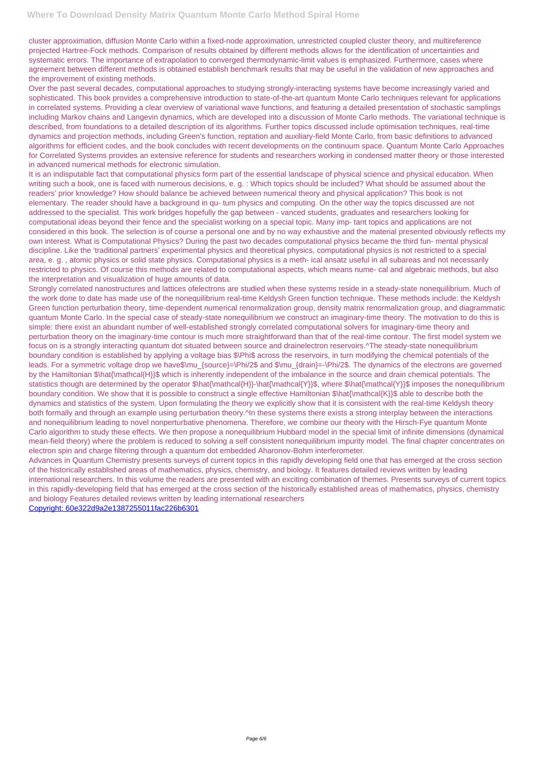cluster approximation, diffusion Monte Carlo within a fixed-node approximation, unrestricted coupled cluster theory, and multireference projected Hartree-Fock methods. Comparison of results obtained by different methods allows for the identification of uncertainties and systematic errors. The importance of extrapolation to converged thermodynamic-limit values is emphasized. Furthermore, cases where agreement between different methods is obtained establish benchmark results that may be useful in the validation of new approaches and the improvement of existing methods.

Over the past several decades, computational approaches to studying strongly-interacting systems have become increasingly varied and sophisticated. This book provides a comprehensive introduction to state-of-the-art quantum Monte Carlo techniques relevant for applications in correlated systems. Providing a clear overview of variational wave functions, and featuring a detailed presentation of stochastic samplings including Markov chains and Langevin dynamics, which are developed into a discussion of Monte Carlo methods. The variational technique is described, from foundations to a detailed description of its algorithms. Further topics discussed include optimisation techniques, real-time dynamics and projection methods, including Green's function, reptation and auxiliary-field Monte Carlo, from basic definitions to advanced algorithms for efficient codes, and the book concludes with recent developments on the continuum space. Quantum Monte Carlo Approaches for Correlated Systems provides an extensive reference for students and researchers working in condensed matter theory or those interested in advanced numerical methods for electronic simulation.

It is an indisputable fact that computational physics form part of the essential landscape of physical science and physical education. When writing such a book, one is faced with numerous decisions, e. g. : Which topics should be included? What should be assumed about the readers' prior knowledge? How should balance be achieved between numerical theory and physical application? This book is not elementary. The reader should have a background in qu- tum physics and computing. On the other way the topics discussed are not addressed to the specialist. This work bridges hopefully the gap between - vanced students, graduates and researchers looking for computational ideas beyond their fence and the specialist working on a special topic. Many imp- tant topics and applications are not considered in this book. The selection is of course a personal one and by no way exhaustive and the material presented obviously reflects my own interest. What is Computational Physics? During the past two decades computational physics became the third fun- mental physical discipline. Like the 'traditional partners' experimental physics and theoretical physics, computational physics is not restricted to a special area, e. g. , atomic physics or solid state physics. Computational physics is a meth- ical ansatz useful in all subareas and not necessarily restricted to physics. Of course this methods are related to computational aspects, which means nume- cal and algebraic methods, but also the interpretation and visualization of huge amounts of data.

Strongly correlated nanostructures and lattices ofelectrons are studied when these systems reside in a steady-state nonequilibrium. Much of the work done to date has made use of the nonequilibrium real-time Keldysh Green function technique. These methods include: the Keldysh Green function perturbation theory, time-dependent numerical renormalization group, density matrix renormalization group, and diagrammatic quantum Monte Carlo. In the special case of steady-state nonequilibrium we construct an imaginary-time theory. The motivation to do this is simple: there exist an abundant number of well-established strongly correlated computational solvers for imaginary-time theory and perturbation theory on the imaginary-time contour is much more straightforward than that of the real-time contour. The first model system we focus on is a strongly interacting quantum dot situated between source and drainelectron reservoirs.^The steady-state nonequilibrium boundary condition is established by applying a voltage bias $\Phi$ across the reservoirs, in turn modifying the chemical potentials of the leads. For a symmetric voltage drop we have$\mu_{source}=\Phi/2$ and $\mu_{drain}=-\Phi/2$. The dynamics of the electrons are governed by the Hamiltonian $\hat{\mathcal{H}}$ which is inherently independent of the imbalance in the source and drain chemical potentials. The statistics though are determined by the operator $\hat{\mathcal{H}}-\hat{\mathcal{Y}}$, where $\hat{\mathcal{Y}}$ imposes the nonequilibrium boundary condition. We show that it is possible to construct a single effective Hamiltonian $\hat{\mathcal{K}}$ able to describe both the dynamics and statistics of the system. Upon formulating the theory we explicitly show that it is consistent with the real-time Keldysh theory both formally and through an example using perturbation theory.^In these systems there exists a strong interplay between the interactions and nonequilibrium leading to novel nonperturbative phenomena. Therefore, we combine our theory with the Hirsch-Fye quantum Monte Carlo algorithm to study these effects. We then propose a nonequilibrium Hubbard model in the special limit of infinite dimensions (dynamical mean-field theory) where the problem is reduced to solving a self consistent nonequilibrium impurity model. The final chapter concentrates on electron spin and charge filtering through a quantum dot embedded Aharonov-Bohm interferometer.

Advances in Quantum Chemistry presents surveys of current topics in this rapidly developing field one that has emerged at the cross section of the historically established areas of mathematics, physics, chemistry, and biology. It features detailed reviews written by leading international researchers. In this volume the readers are presented with an exciting combination of themes. Presents surveys of current topics in this rapidly-developing field that has emerged at the cross section of the historically established areas of mathematics, physics, chemistry and biology Features detailed reviews written by leading international researchers

Copyright: 60e322d9a2e1387255011fac226b6301